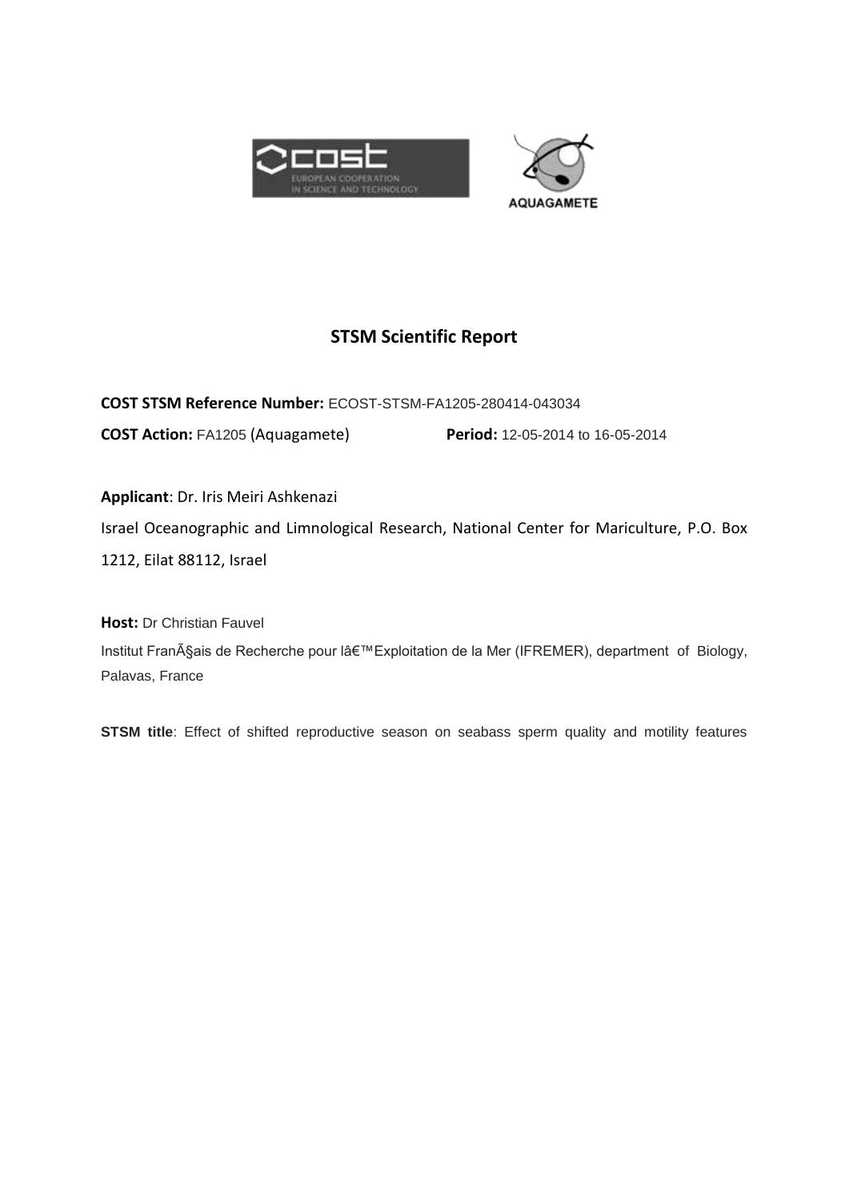# STSM Scientific Report

**COST STSM Reference Number:** ECOST-STSM-FA1205-280414-043034

**COST Action:** FA1205 (Aquagamete) **Period:** 12-05-2014 to 16-05-2014

**Applicant**: Dr. Iris Meiri Ashkenazi

Israel Oceanographic and Limnological Research, National Center for Mariculture, P.O. Box 1212, Eilat 88112, Israel

**Host:** Dr Christian Fauvel

Institut FranÃ§ais de Recherche pour lâ€™Exploitation de la Mer (IFREMER), department of Biology, Palavas, France

**STSM title**: Effect of shifted reproductive season on seabass sperm quality and motility features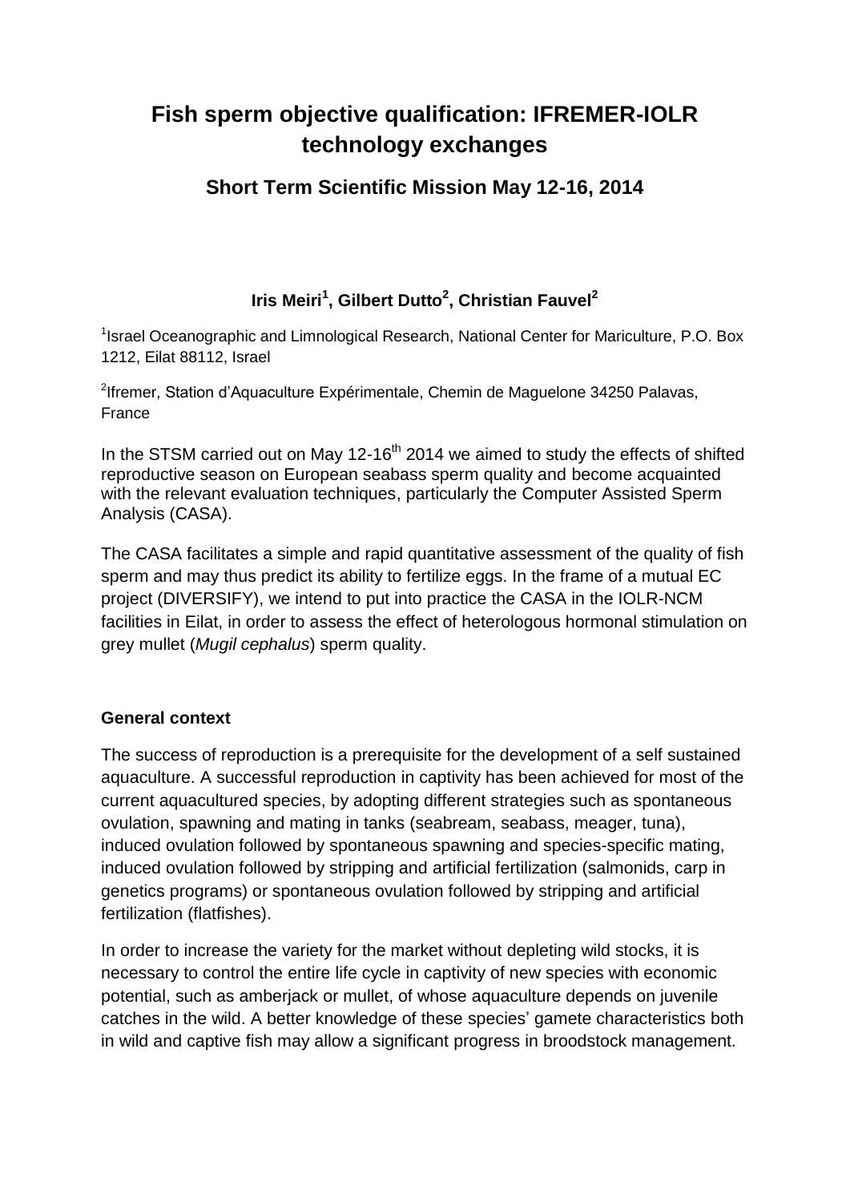# Fish sperm objective qualification: IFREMER-IOLR technology exchanges

## Short Term Scientific Mission May 12-16, 2014

**Iris Meiri[1], Gilbert Dutto[2], Christian Fauvel[2]**

[1]Israel Oceanographic and Limnological Research, National Center for Mariculture, P.O. Box 1212, Eilat 88112, Israel

[2]Ifremer, Station d'Aquaculture Expérimentale, Chemin de Maguelone 34250 Palavas, France

In the STSM carried out on May 12-16$^{th}$ 2014 we aimed to study the effects of shifted reproductive season on European seabass sperm quality and become acquainted with the relevant evaluation techniques, particularly the Computer Assisted Sperm Analysis (CASA).

The CASA facilitates a simple and rapid quantitative assessment of the quality of fish sperm and may thus predict its ability to fertilize eggs. In the frame of a mutual EC project (DIVERSIFY), we intend to put into practice the CASA in the IOLR-NCM facilities in Eilat, in order to assess the effect of heterologous hormonal stimulation on grey mullet (*Mugil cephalus*) sperm quality.

### General context

The success of reproduction is a prerequisite for the development of a self sustained aquaculture. A successful reproduction in captivity has been achieved for most of the current aquacultured species, by adopting different strategies such as spontaneous ovulation, spawning and mating in tanks (seabream, seabass, meager, tuna), induced ovulation followed by spontaneous spawning and species-specific mating, induced ovulation followed by stripping and artificial fertilization (salmonids, carp in genetics programs) or spontaneous ovulation followed by stripping and artificial fertilization (flatfishes).

In order to increase the variety for the market without depleting wild stocks, it is necessary to control the entire life cycle in captivity of new species with economic potential, such as amberjack or mullet, of whose aquaculture depends on juvenile catches in the wild. A better knowledge of these species' gamete characteristics both in wild and captive fish may allow a significant progress in broodstock management.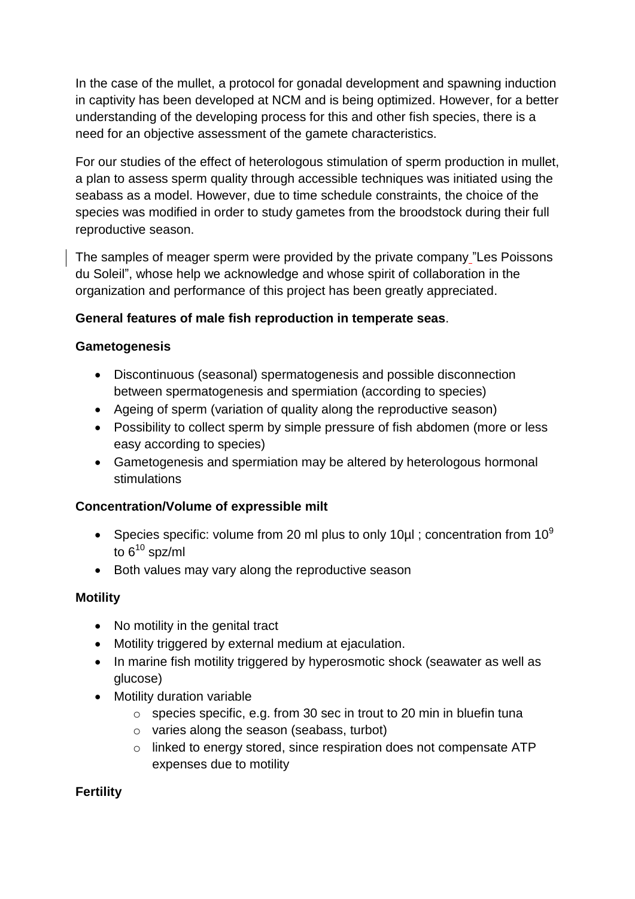In the case of the mullet, a protocol for gonadal development and spawning induction in captivity has been developed at NCM and is being optimized. However, for a better understanding of the developing process for this and other fish species, there is a need for an objective assessment of the gamete characteristics.

For our studies of the effect of heterologous stimulation of sperm production in mullet, a plan to assess sperm quality through accessible techniques was initiated using the seabass as a model. However, due to time schedule constraints, the choice of the species was modified in order to study gametes from the broodstock during their full reproductive season.

The samples of meager sperm were provided by the private company "Les Poissons du Soleil", whose help we acknowledge and whose spirit of collaboration in the organization and performance of this project has been greatly appreciated.

**General features of male fish reproduction in temperate seas**.

**Gametogenesis**

- Discontinuous (seasonal) spermatogenesis and possible disconnection between spermatogenesis and spermiation (according to species)
- Ageing of sperm (variation of quality along the reproductive season)
- Possibility to collect sperm by simple pressure of fish abdomen (more or less easy according to species)
- Gametogenesis and spermiation may be altered by heterologous hormonal stimulations

**Concentration/Volume of expressible milt**

- Species specific: volume from 20 ml plus to only 10µl ; concentration from $10^9$ to $6^{10}$ spz/ml
- Both values may vary along the reproductive season

**Motility**

- No motility in the genital tract
- Motility triggered by external medium at ejaculation.
- In marine fish motility triggered by hyperosmotic shock (seawater as well as glucose)
- Motility duration variable
  - species specific, e.g. from 30 sec in trout to 20 min in bluefin tuna
  - varies along the season (seabass, turbot)
  - linked to energy stored, since respiration does not compensate ATP expenses due to motility

**Fertility**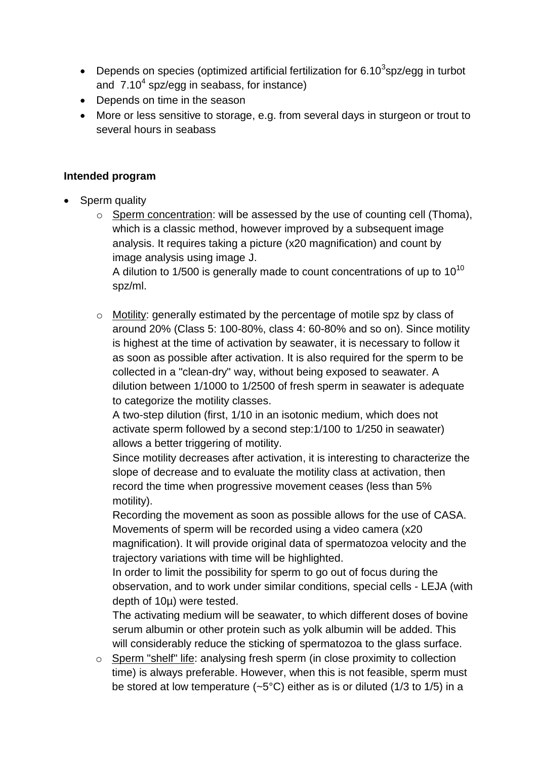- Depends on species (optimized artificial fertilization for $6.10^3$spz/egg in turbot and $7.10^4$ spz/egg in seabass, for instance)
- Depends on time in the season
- More or less sensitive to storage, e.g. from several days in sturgeon or trout to several hours in seabass

**Intended program**

- Sperm quality
  - Sperm concentration: will be assessed by the use of counting cell (Thoma), which is a classic method, however improved by a subsequent image analysis. It requires taking a picture (x20 magnification) and count by image analysis using image J.

    A dilution to 1/500 is generally made to count concentrations of up to $10^{10}$ spz/ml.

  - Motility: generally estimated by the percentage of motile spz by class of around 20% (Class 5: 100-80%, class 4: 60-80% and so on). Since motility is highest at the time of activation by seawater, it is necessary to follow it as soon as possible after activation. It is also required for the sperm to be collected in a "clean-dry" way, without being exposed to seawater. A dilution between 1/1000 to 1/2500 of fresh sperm in seawater is adequate to categorize the motility classes.

    A two-step dilution (first, 1/10 in an isotonic medium, which does not activate sperm followed by a second step:1/100 to 1/250 in seawater) allows a better triggering of motility.

    Since motility decreases after activation, it is interesting to characterize the slope of decrease and to evaluate the motility class at activation, then record the time when progressive movement ceases (less than 5% motility).

    Recording the movement as soon as possible allows for the use of CASA. Movements of sperm will be recorded using a video camera (x20 magnification). It will provide original data of spermatozoa velocity and the trajectory variations with time will be highlighted.

    In order to limit the possibility for sperm to go out of focus during the observation, and to work under similar conditions, special cells - LEJA (with depth of 10µ) were tested.

    The activating medium will be seawater, to which different doses of bovine serum albumin or other protein such as yolk albumin will be added. This will considerably reduce the sticking of spermatozoa to the glass surface.

  - Sperm "shelf" life: analysing fresh sperm (in close proximity to collection time) is always preferable. However, when this is not feasible, sperm must be stored at low temperature (~5°C) either as is or diluted (1/3 to 1/5) in a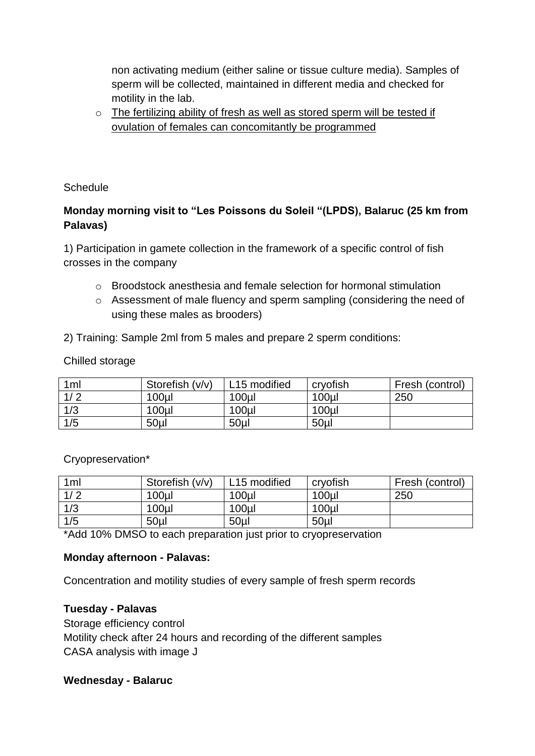non activating medium (either saline or tissue culture media). Samples of sperm will be collected, maintained in different media and checked for motility in the lab.

- The fertilizing ability of fresh as well as stored sperm will be tested if ovulation of females can concomitantly be programmed

Schedule

**Monday morning visit to "Les Poissons du Soleil "(LPDS), Balaruc (25 km from Palavas)**

1) Participation in gamete collection in the framework of a specific control of fish crosses in the company

- Broodstock anesthesia and female selection for hormonal stimulation
- Assessment of male fluency and sperm sampling (considering the need of using these males as brooders)

2) Training: Sample 2ml from 5 males and prepare 2 sperm conditions:

Chilled storage

| 1ml | Storefish (v/v) | L15 modified | cryofish | Fresh (control) |
|---|---|---|---|---|
| 1/ 2 | 100µl | 100µl | 100µl | 250 |
| 1/3 | 100µl | 100µl | 100µl | |
| 1/5 | 50µl | 50µl | 50µl | |

Cryopreservation*

| 1ml | Storefish (v/v) | L15 modified | cryofish | Fresh (control) |
|---|---|---|---|---|
| 1/ 2 | 100µl | 100µl | 100µl | 250 |
| 1/3 | 100µl | 100µl | 100µl | |
| 1/5 | 50µl | 50µl | 50µl | |

*Add 10% DMSO to each preparation just prior to cryopreservation

**Monday afternoon - Palavas:**

Concentration and motility studies of every sample of fresh sperm records

**Tuesday - Palavas**

Storage efficiency control
Motility check after 24 hours and recording of the different samples
CASA analysis with image J

**Wednesday - Balaruc**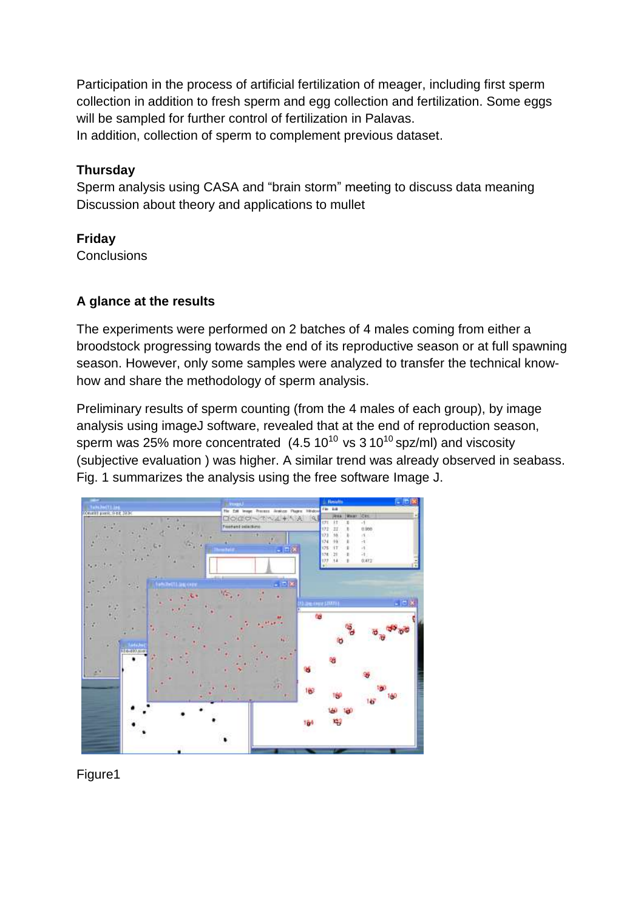Participation in the process of artificial fertilization of meager, including first sperm collection in addition to fresh sperm and egg collection and fertilization. Some eggs will be sampled for further control of fertilization in Palavas.
In addition, collection of sperm to complement previous dataset.

**Thursday**
Sperm analysis using CASA and "brain storm" meeting to discuss data meaning
Discussion about theory and applications to mullet

**Friday**
Conclusions

**A glance at the results**

The experiments were performed on 2 batches of 4 males coming from either a broodstock progressing towards the end of its reproductive season or at full spawning season. However, only some samples were analyzed to transfer the technical know-how and share the methodology of sperm analysis.

Preliminary results of sperm counting (from the 4 males of each group), by image analysis using imageJ software, revealed that at the end of reproduction season, sperm was 25% more concentrated ($4.5\ 10^{10}$ vs $3\ 10^{10}$ spz/ml) and viscosity (subjective evaluation ) was higher. A similar trend was already observed in seabass. Fig. 1 summarizes the analysis using the free software Image J.

Figure1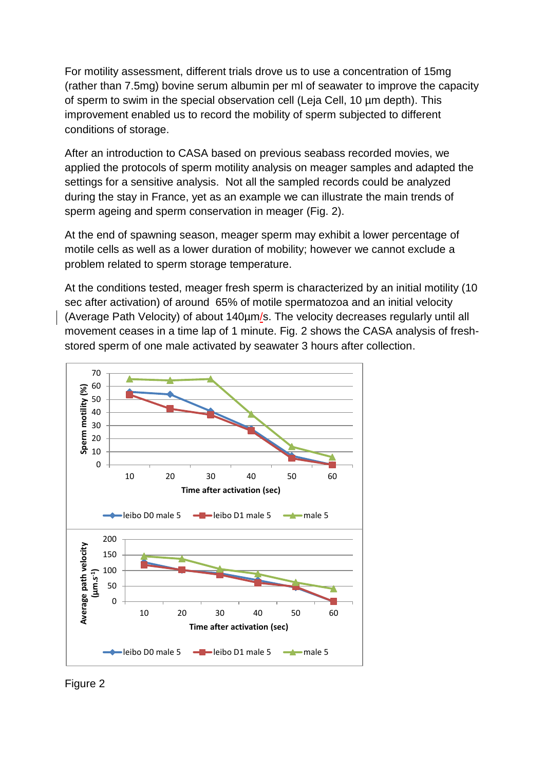For motility assessment, different trials drove us to use a concentration of 15mg (rather than 7.5mg) bovine serum albumin per ml of seawater to improve the capacity of sperm to swim in the special observation cell (Leja Cell, 10 µm depth). This improvement enabled us to record the mobility of sperm subjected to different conditions of storage.

After an introduction to CASA based on previous seabass recorded movies, we applied the protocols of sperm motility analysis on meager samples and adapted the settings for a sensitive analysis. Not all the sampled records could be analyzed during the stay in France, yet as an example we can illustrate the main trends of sperm ageing and sperm conservation in meager (Fig. 2).

At the end of spawning season, meager sperm may exhibit a lower percentage of motile cells as well as a lower duration of mobility; however we cannot exclude a problem related to sperm storage temperature.

At the conditions tested, meager fresh sperm is characterized by an initial motility (10 sec after activation) of around 65% of motile spermatozoa and an initial velocity (Average Path Velocity) of about 140µm/s. The velocity decreases regularly until all movement ceases in a time lap of 1 minute. Fig. 2 shows the CASA analysis of fresh-stored sperm of one male activated by seawater 3 hours after collection.

Figure 2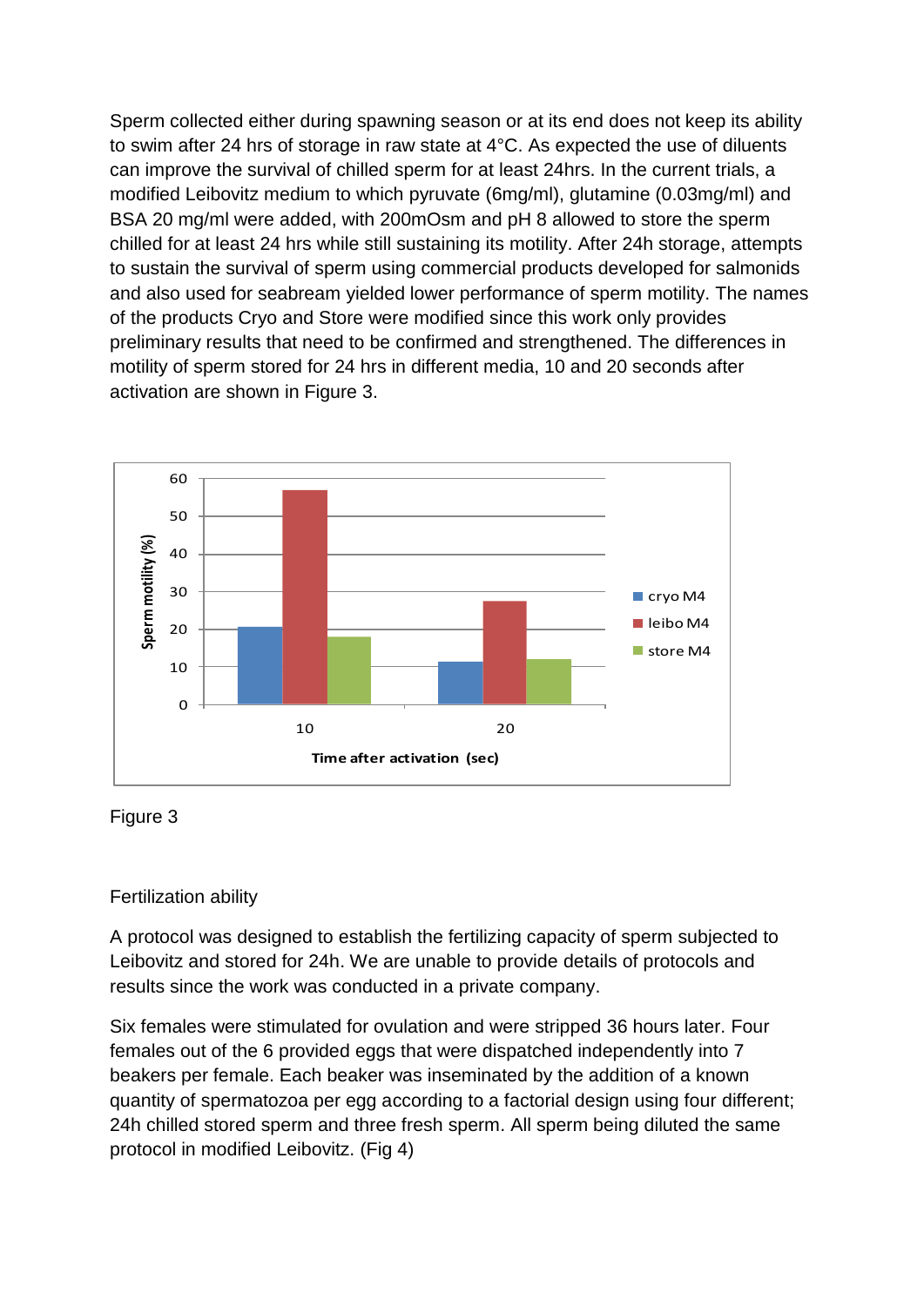Sperm collected either during spawning season or at its end does not keep its ability to swim after 24 hrs of storage in raw state at 4°C. As expected the use of diluents can improve the survival of chilled sperm for at least 24hrs. In the current trials, a modified Leibovitz medium to which pyruvate (6mg/ml), glutamine (0.03mg/ml) and BSA 20 mg/ml were added, with 200mOsm and pH 8 allowed to store the sperm chilled for at least 24 hrs while still sustaining its motility. After 24h storage, attempts to sustain the survival of sperm using commercial products developed for salmonids and also used for seabream yielded lower performance of sperm motility. The names of the products Cryo and Store were modified since this work only provides preliminary results that need to be confirmed and strengthened. The differences in motility of sperm stored for 24 hrs in different media, 10 and 20 seconds after activation are shown in Figure 3.

Figure 3

Fertilization ability

A protocol was designed to establish the fertilizing capacity of sperm subjected to Leibovitz and stored for 24h. We are unable to provide details of protocols and results since the work was conducted in a private company.

Six females were stimulated for ovulation and were stripped 36 hours later. Four females out of the 6 provided eggs that were dispatched independently into 7 beakers per female. Each beaker was inseminated by the addition of a known quantity of spermatozoa per egg according to a factorial design using four different; 24h chilled stored sperm and three fresh sperm. All sperm being diluted the same protocol in modified Leibovitz. (Fig 4)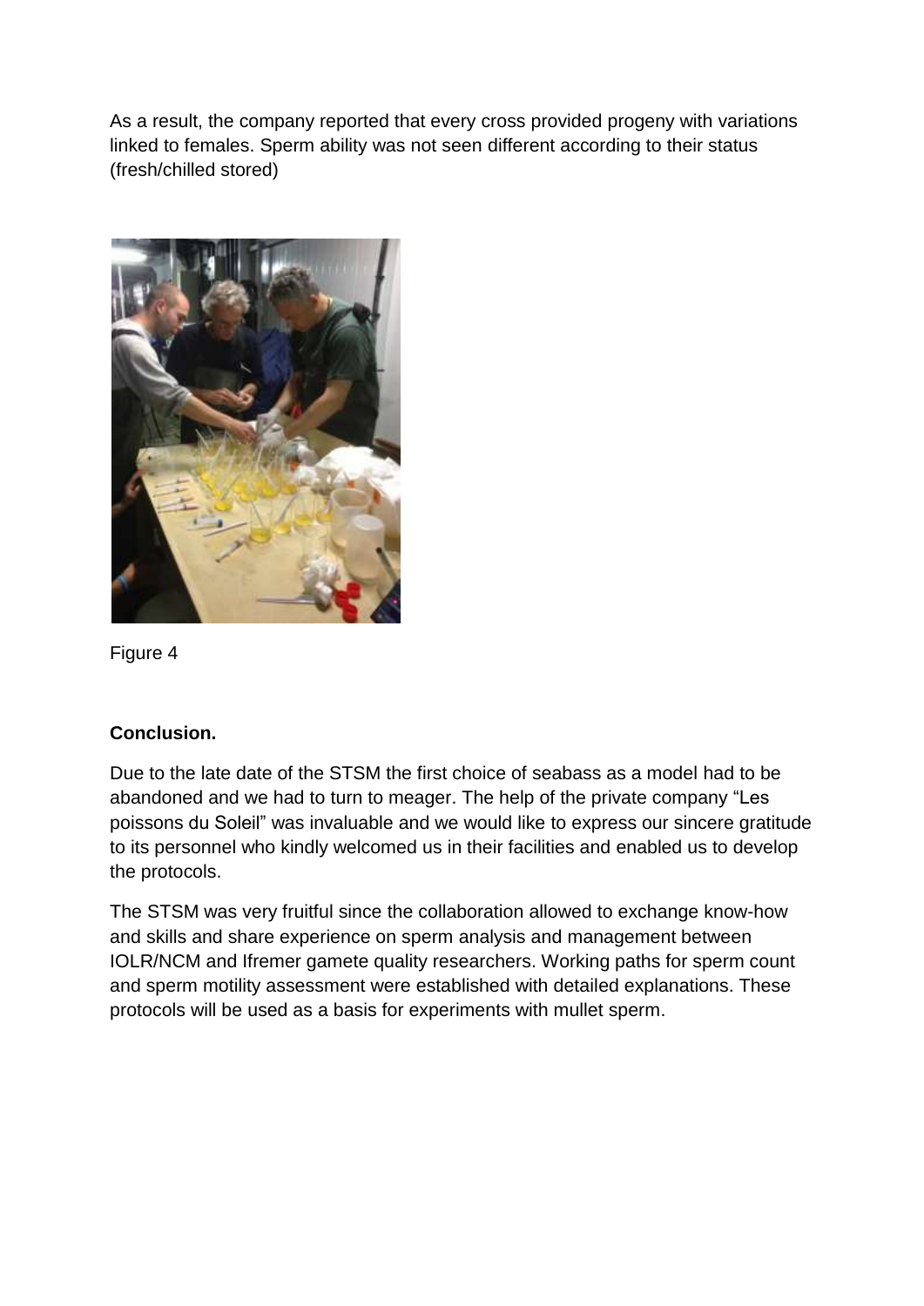As a result, the company reported that every cross provided progeny with variations linked to females. Sperm ability was not seen different according to their status (fresh/chilled stored)

Figure 4

**Conclusion.**

Due to the late date of the STSM the first choice of seabass as a model had to be abandoned and we had to turn to meager. The help of the private company "Les poissons du Soleil" was invaluable and we would like to express our sincere gratitude to its personnel who kindly welcomed us in their facilities and enabled us to develop the protocols.

The STSM was very fruitful since the collaboration allowed to exchange know-how and skills and share experience on sperm analysis and management between IOLR/NCM and Ifremer gamete quality researchers. Working paths for sperm count and sperm motility assessment were established with detailed explanations. These protocols will be used as a basis for experiments with mullet sperm.